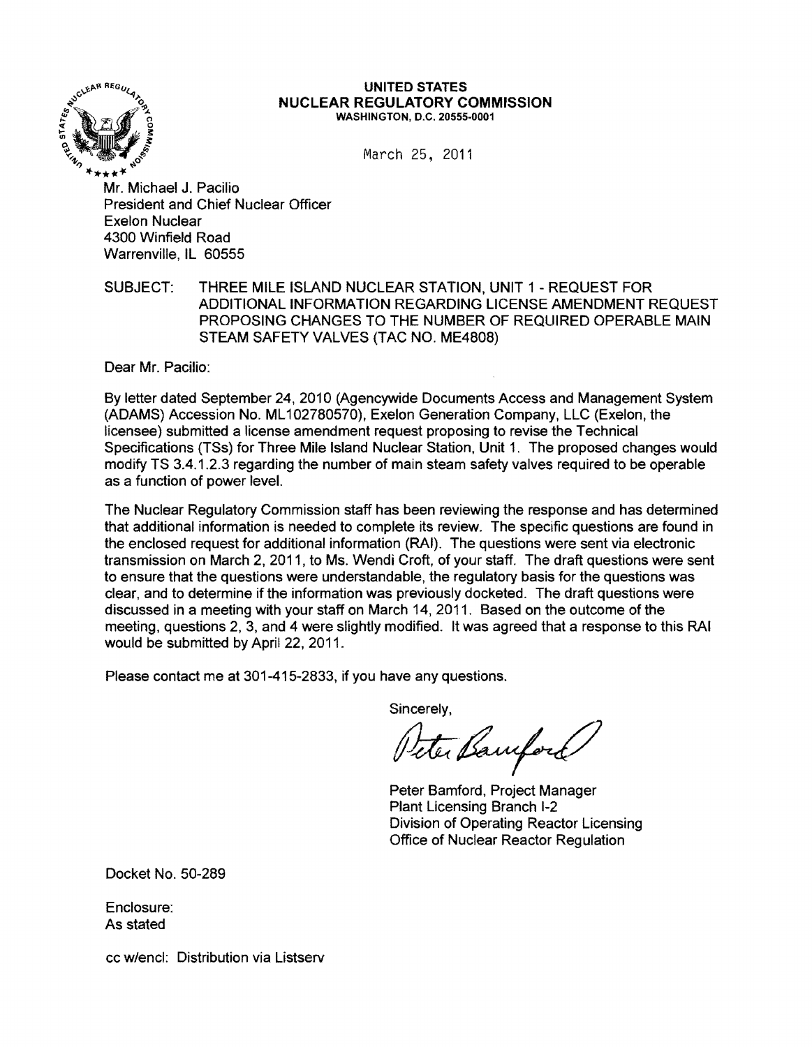**UNITED STATES**
**NUCLEAR REGULATORY COMMISSION**
WASHINGTON, D.C. 20555-0001

March 25, 2011

Mr. Michael J. Pacilio
President and Chief Nuclear Officer
Exelon Nuclear
4300 Winfield Road
Warrenville, IL 60555

SUBJECT: THREE MILE ISLAND NUCLEAR STATION, UNIT 1 - REQUEST FOR ADDITIONAL INFORMATION REGARDING LICENSE AMENDMENT REQUEST PROPOSING CHANGES TO THE NUMBER OF REQUIRED OPERABLE MAIN STEAM SAFETY VALVES (TAC NO. ME4808)

Dear Mr. Pacilio:

By letter dated September 24, 2010 (Agencywide Documents Access and Management System (ADAMS) Accession No. ML102780570), Exelon Generation Company, LLC (Exelon, the licensee) submitted a license amendment request proposing to revise the Technical Specifications (TSs) for Three Mile Island Nuclear Station, Unit 1. The proposed changes would modify TS 3.4.1.2.3 regarding the number of main steam safety valves required to be operable as a function of power level.

The Nuclear Regulatory Commission staff has been reviewing the response and has determined that additional information is needed to complete its review. The specific questions are found in the enclosed request for additional information (RAI). The questions were sent via electronic transmission on March 2, 2011, to Ms. Wendi Croft, of your staff. The draft questions were sent to ensure that the questions were understandable, the regulatory basis for the questions was clear, and to determine if the information was previously docketed. The draft questions were discussed in a meeting with your staff on March 14, 2011. Based on the outcome of the meeting, questions 2, 3, and 4 were slightly modified. It was agreed that a response to this RAI would be submitted by April 22, 2011.

Please contact me at 301-415-2833, if you have any questions.

Sincerely,

Peter Bamford

Peter Bamford, Project Manager
Plant Licensing Branch I-2
Division of Operating Reactor Licensing
Office of Nuclear Reactor Regulation

Docket No. 50-289

Enclosure:
As stated

cc w/encl: Distribution via Listserv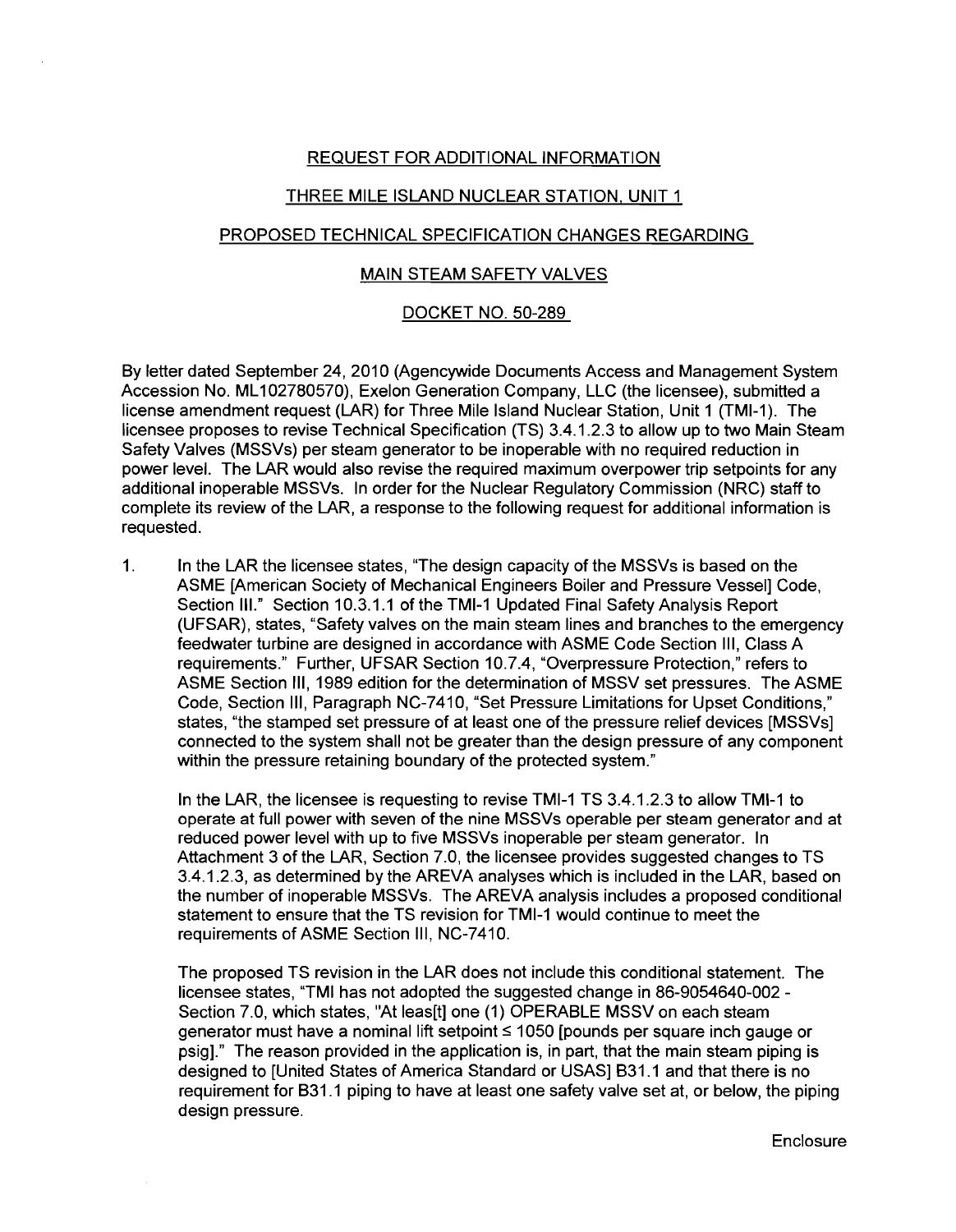REQUEST FOR ADDITIONAL INFORMATION

THREE MILE ISLAND NUCLEAR STATION, UNIT 1

PROPOSED TECHNICAL SPECIFICATION CHANGES REGARDING

MAIN STEAM SAFETY VALVES

DOCKET NO. 50-289

By letter dated September 24, 2010 (Agencywide Documents Access and Management System Accession No. ML102780570), Exelon Generation Company, LLC (the licensee), submitted a license amendment request (LAR) for Three Mile Island Nuclear Station, Unit 1 (TMI-1). The licensee proposes to revise Technical Specification (TS) 3.4.1.2.3 to allow up to two Main Steam Safety Valves (MSSVs) per steam generator to be inoperable with no required reduction in power level. The LAR would also revise the required maximum overpower trip setpoints for any additional inoperable MSSVs. In order for the Nuclear Regulatory Commission (NRC) staff to complete its review of the LAR, a response to the following request for additional information is requested.

1. In the LAR the licensee states, "The design capacity of the MSSVs is based on the ASME [American Society of Mechanical Engineers Boiler and Pressure Vessel] Code, Section III." Section 10.3.1.1 of the TMI-1 Updated Final Safety Analysis Report (UFSAR), states, "Safety valves on the main steam lines and branches to the emergency feedwater turbine are designed in accordance with ASME Code Section III, Class A requirements." Further, UFSAR Section 10.7.4, "Overpressure Protection," refers to ASME Section III, 1989 edition for the determination of MSSV set pressures. The ASME Code, Section III, Paragraph NC-7410, "Set Pressure Limitations for Upset Conditions," states, "the stamped set pressure of at least one of the pressure relief devices [MSSVs] connected to the system shall not be greater than the design pressure of any component within the pressure retaining boundary of the protected system."

   In the LAR, the licensee is requesting to revise TMI-1 TS 3.4.1.2.3 to allow TMI-1 to operate at full power with seven of the nine MSSVs operable per steam generator and at reduced power level with up to five MSSVs inoperable per steam generator. In Attachment 3 of the LAR, Section 7.0, the licensee provides suggested changes to TS 3.4.1.2.3, as determined by the AREVA analyses which is included in the LAR, based on the number of inoperable MSSVs. The AREVA analysis includes a proposed conditional statement to ensure that the TS revision for TMI-1 would continue to meet the requirements of ASME Section III, NC-7410.

   The proposed TS revision in the LAR does not include this conditional statement. The licensee states, "TMI has not adopted the suggested change in 86-9054640-002 - Section 7.0, which states, "At leas[t] one (1) OPERABLE MSSV on each steam generator must have a nominal lift setpoint ≤ 1050 [pounds per square inch gauge or psig]." The reason provided in the application is, in part, that the main steam piping is designed to [United States of America Standard or USAS] B31.1 and that there is no requirement for B31.1 piping to have at least one safety valve set at, or below, the piping design pressure.

Enclosure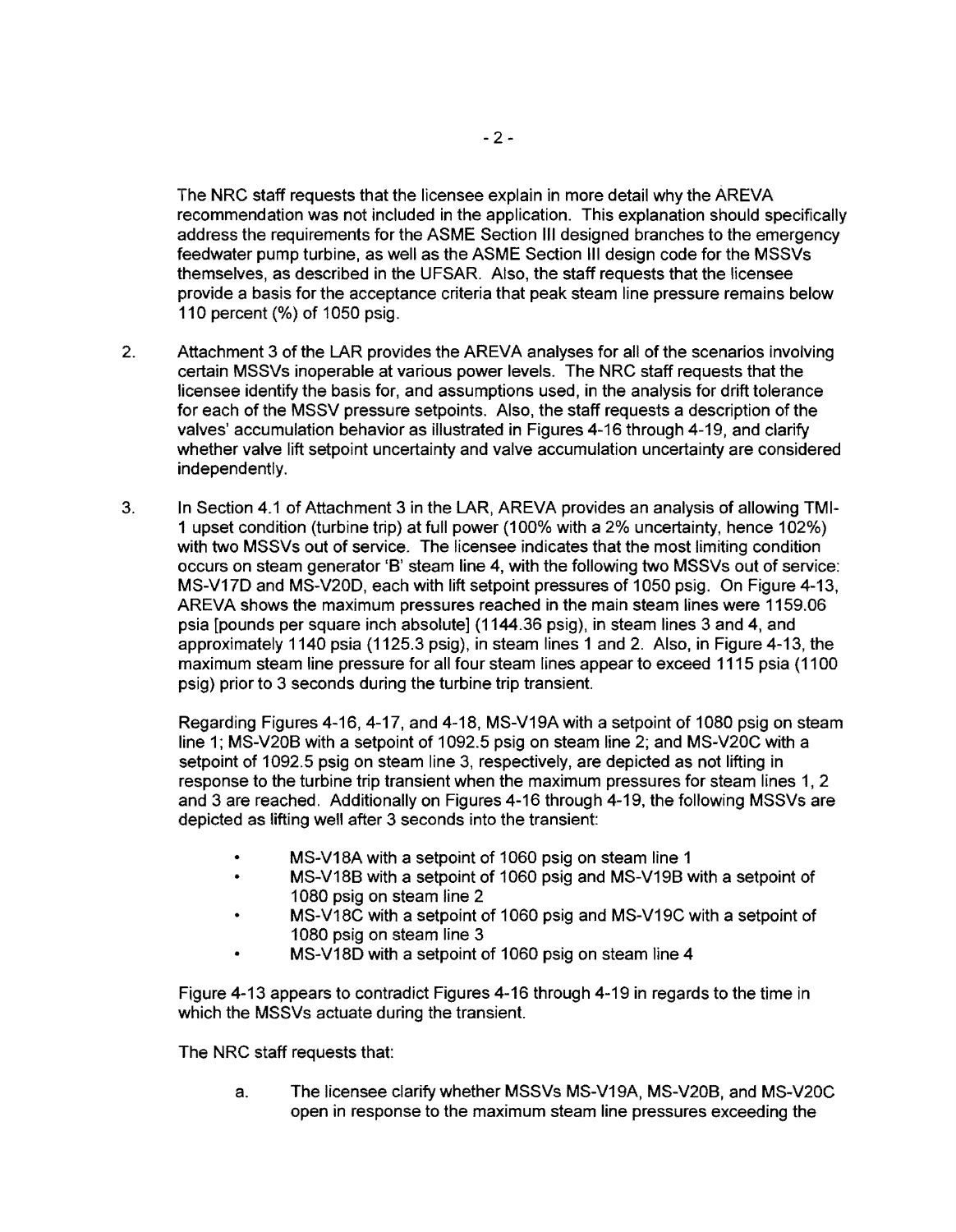The NRC staff requests that the licensee explain in more detail why the AREVA recommendation was not included in the application. This explanation should specifically address the requirements for the ASME Section III designed branches to the emergency feedwater pump turbine, as well as the ASME Section III design code for the MSSVs themselves, as described in the UFSAR. Also, the staff requests that the licensee provide a basis for the acceptance criteria that peak steam line pressure remains below 110 percent (%) of 1050 psig.

2. Attachment 3 of the LAR provides the AREVA analyses for all of the scenarios involving certain MSSVs inoperable at various power levels. The NRC staff requests that the licensee identify the basis for, and assumptions used, in the analysis for drift tolerance for each of the MSSV pressure setpoints. Also, the staff requests a description of the valves' accumulation behavior as illustrated in Figures 4-16 through 4-19, and clarify whether valve lift setpoint uncertainty and valve accumulation uncertainty are considered independently.

3. In Section 4.1 of Attachment 3 in the LAR, AREVA provides an analysis of allowing TMI-1 upset condition (turbine trip) at full power (100% with a 2% uncertainty, hence 102%) with two MSSVs out of service. The licensee indicates that the most limiting condition occurs on steam generator 'B' steam line 4, with the following two MSSVs out of service: MS-V17D and MS-V20D, each with lift setpoint pressures of 1050 psig. On Figure 4-13, AREVA shows the maximum pressures reached in the main steam lines were 1159.06 psia [pounds per square inch absolute] (1144.36 psig), in steam lines 3 and 4, and approximately 1140 psia (1125.3 psig), in steam lines 1 and 2. Also, in Figure 4-13, the maximum steam line pressure for all four steam lines appear to exceed 1115 psia (1100 psig) prior to 3 seconds during the turbine trip transient.

   Regarding Figures 4-16, 4-17, and 4-18, MS-V19A with a setpoint of 1080 psig on steam line 1; MS-V20B with a setpoint of 1092.5 psig on steam line 2; and MS-V20C with a setpoint of 1092.5 psig on steam line 3, respectively, are depicted as not lifting in response to the turbine trip transient when the maximum pressures for steam lines 1, 2 and 3 are reached. Additionally on Figures 4-16 through 4-19, the following MSSVs are depicted as lifting well after 3 seconds into the transient:

   - MS-V18A with a setpoint of 1060 psig on steam line 1
   - MS-V18B with a setpoint of 1060 psig and MS-V19B with a setpoint of 1080 psig on steam line 2
   - MS-V18C with a setpoint of 1060 psig and MS-V19C with a setpoint of 1080 psig on steam line 3
   - MS-V18D with a setpoint of 1060 psig on steam line 4

   Figure 4-13 appears to contradict Figures 4-16 through 4-19 in regards to the time in which the MSSVs actuate during the transient.

   The NRC staff requests that:

   a. The licensee clarify whether MSSVs MS-V19A, MS-V20B, and MS-V20C open in response to the maximum steam line pressures exceeding the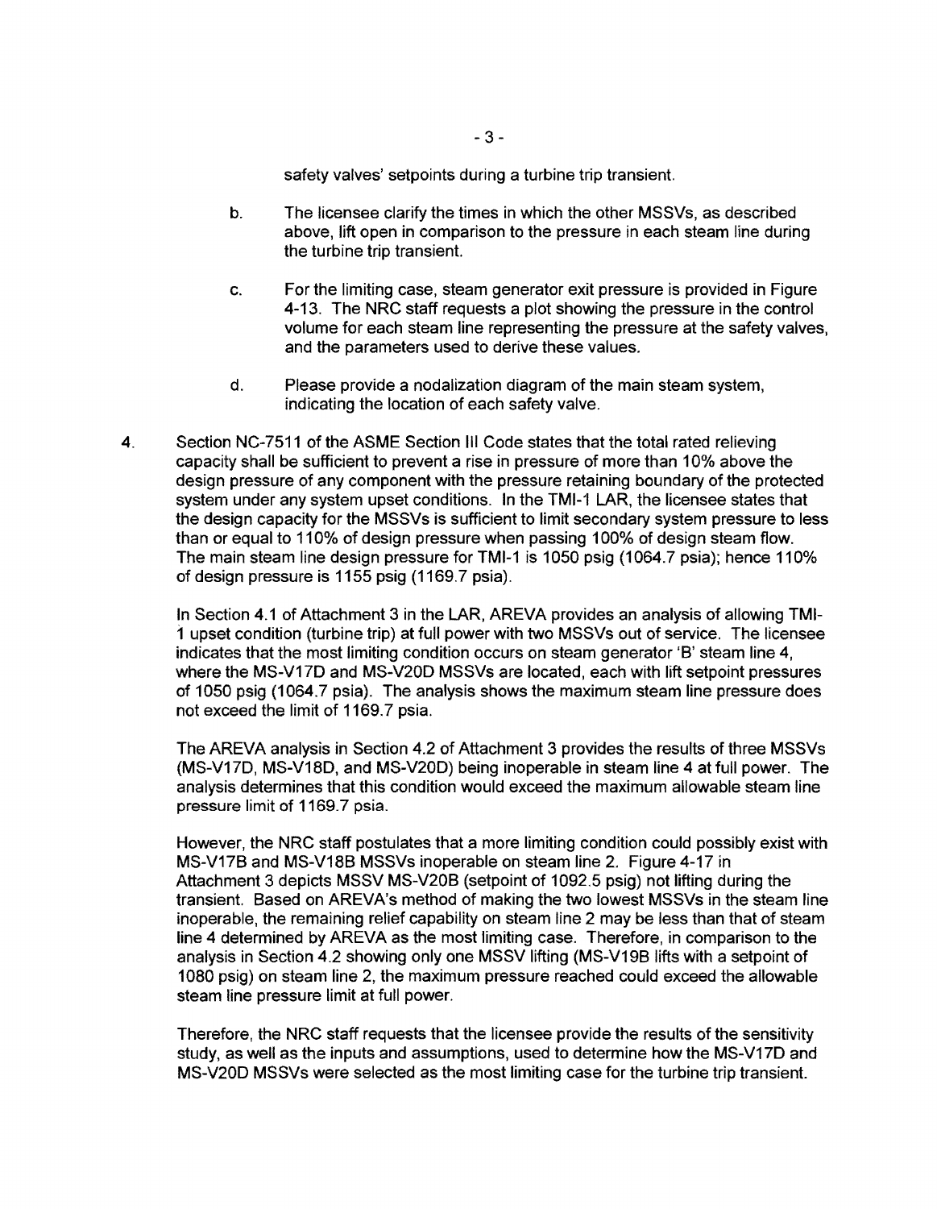safety valves' setpoints during a turbine trip transient.

b. The licensee clarify the times in which the other MSSVs, as described above, lift open in comparison to the pressure in each steam line during the turbine trip transient.

c. For the limiting case, steam generator exit pressure is provided in Figure 4-13. The NRC staff requests a plot showing the pressure in the control volume for each steam line representing the pressure at the safety valves, and the parameters used to derive these values.

d. Please provide a nodalization diagram of the main steam system, indicating the location of each safety valve.

4. Section NC-7511 of the ASME Section III Code states that the total rated relieving capacity shall be sufficient to prevent a rise in pressure of more than 10% above the design pressure of any component with the pressure retaining boundary of the protected system under any system upset conditions. In the TMI-1 LAR, the licensee states that the design capacity for the MSSVs is sufficient to limit secondary system pressure to less than or equal to 110% of design pressure when passing 100% of design steam flow. The main steam line design pressure for TMI-1 is 1050 psig (1064.7 psia); hence 110% of design pressure is 1155 psig (1169.7 psia).

   In Section 4.1 of Attachment 3 in the LAR, AREVA provides an analysis of allowing TMI-1 upset condition (turbine trip) at full power with two MSSVs out of service. The licensee indicates that the most limiting condition occurs on steam generator 'B' steam line 4, where the MS-V17D and MS-V20D MSSVs are located, each with lift setpoint pressures of 1050 psig (1064.7 psia). The analysis shows the maximum steam line pressure does not exceed the limit of 1169.7 psia.

   The AREVA analysis in Section 4.2 of Attachment 3 provides the results of three MSSVs (MS-V17D, MS-V18D, and MS-V20D) being inoperable in steam line 4 at full power. The analysis determines that this condition would exceed the maximum allowable steam line pressure limit of 1169.7 psia.

   However, the NRC staff postulates that a more limiting condition could possibly exist with MS-V17B and MS-V18B MSSVs inoperable on steam line 2. Figure 4-17 in Attachment 3 depicts MSSV MS-V20B (setpoint of 1092.5 psig) not lifting during the transient. Based on AREVA's method of making the two lowest MSSVs in the steam line inoperable, the remaining relief capability on steam line 2 may be less than that of steam line 4 determined by AREVA as the most limiting case. Therefore, in comparison to the analysis in Section 4.2 showing only one MSSV lifting (MS-V19B lifts with a setpoint of 1080 psig) on steam line 2, the maximum pressure reached could exceed the allowable steam line pressure limit at full power.

   Therefore, the NRC staff requests that the licensee provide the results of the sensitivity study, as well as the inputs and assumptions, used to determine how the MS-V17D and MS-V20D MSSVs were selected as the most limiting case for the turbine trip transient.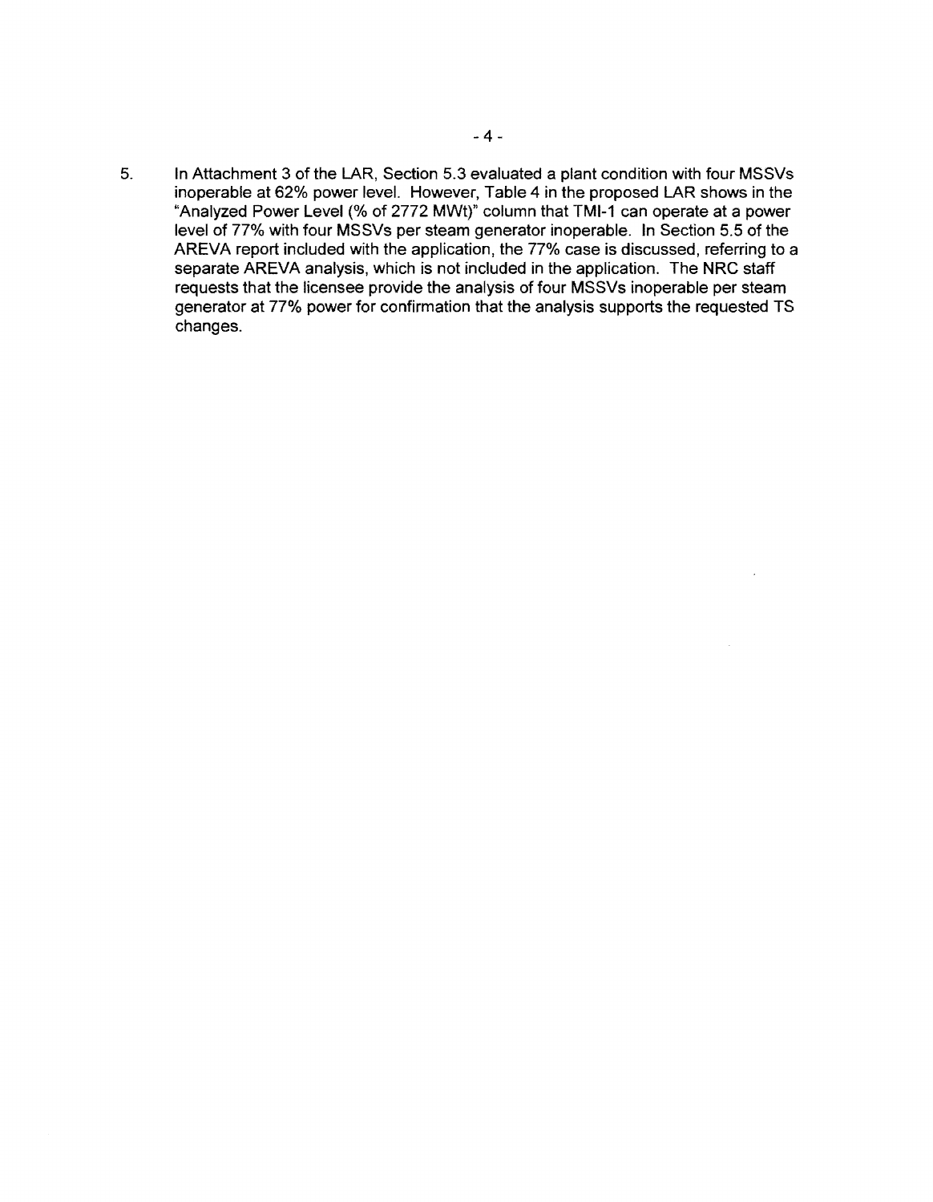5. In Attachment 3 of the LAR, Section 5.3 evaluated a plant condition with four MSSVs inoperable at 62% power level. However, Table 4 in the proposed LAR shows in the "Analyzed Power Level (% of 2772 MWt)" column that TMI-1 can operate at a power level of 77% with four MSSVs per steam generator inoperable. In Section 5.5 of the AREVA report included with the application, the 77% case is discussed, referring to a separate AREVA analysis, which is not included in the application. The NRC staff requests that the licensee provide the analysis of four MSSVs inoperable per steam generator at 77% power for confirmation that the analysis supports the requested TS changes.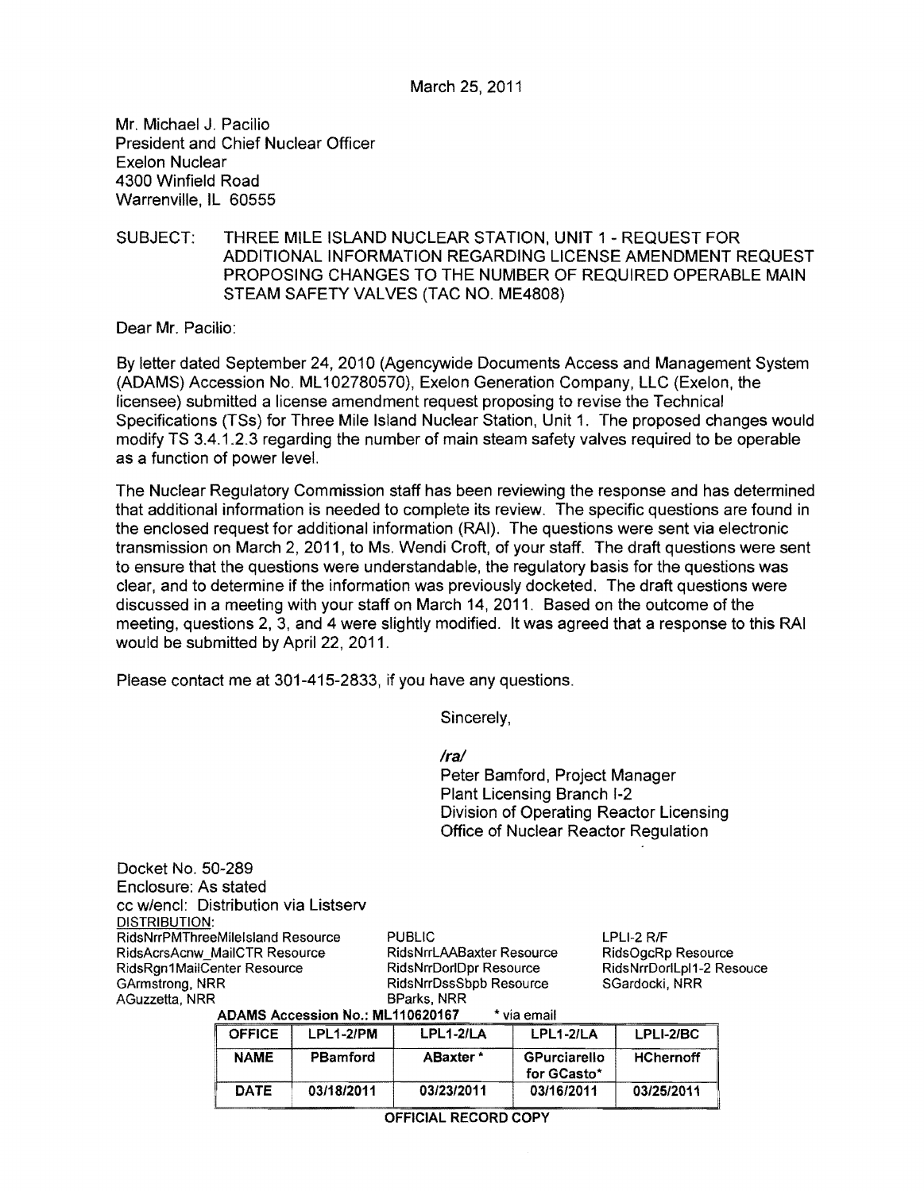March 25, 2011

Mr. Michael J. Pacilio
President and Chief Nuclear Officer
Exelon Nuclear
4300 Winfield Road
Warrenville, IL 60555

SUBJECT: THREE MILE ISLAND NUCLEAR STATION, UNIT 1 - REQUEST FOR ADDITIONAL INFORMATION REGARDING LICENSE AMENDMENT REQUEST PROPOSING CHANGES TO THE NUMBER OF REQUIRED OPERABLE MAIN STEAM SAFETY VALVES (TAC NO. ME4808)

Dear Mr. Pacilio:

By letter dated September 24, 2010 (Agencywide Documents Access and Management System (ADAMS) Accession No. ML102780570), Exelon Generation Company, LLC (Exelon, the licensee) submitted a license amendment request proposing to revise the Technical Specifications (TSs) for Three Mile Island Nuclear Station, Unit 1. The proposed changes would modify TS 3.4.1.2.3 regarding the number of main steam safety valves required to be operable as a function of power level.

The Nuclear Regulatory Commission staff has been reviewing the response and has determined that additional information is needed to complete its review. The specific questions are found in the enclosed request for additional information (RAI). The questions were sent via electronic transmission on March 2, 2011, to Ms. Wendi Croft, of your staff. The draft questions were sent to ensure that the questions were understandable, the regulatory basis for the questions was clear, and to determine if the information was previously docketed. The draft questions were discussed in a meeting with your staff on March 14, 2011. Based on the outcome of the meeting, questions 2, 3, and 4 were slightly modified. It was agreed that a response to this RAI would be submitted by April 22, 2011.

Please contact me at 301-415-2833, if you have any questions.

Sincerely,

*/ra/*
Peter Bamford, Project Manager
Plant Licensing Branch I-2
Division of Operating Reactor Licensing
Office of Nuclear Reactor Regulation

Docket No. 50-289
Enclosure: As stated
cc w/encl: Distribution via Listserv

DISTRIBUTION:
RidsNrrPMThreeMileIsland Resource
RidsAcrsAcnw_MailCTR Resource
RidsRgn1MailCenter Resource
GArmstrong, NRR
AGuzzetta, NRR
PUBLIC
RidsNrrLAABaxter Resource
RidsNrrDorlDpr Resource
RidsNrrDssSbpb Resource
BParks, NRR
LPLI-2 R/F
RidsOgcRp Resource
RidsNrrDorlLpl1-2 Resouce
SGardocki, NRR

**ADAMS Accession No.: ML110620167** * via email

| OFFICE | LPL1-2/PM | LPL1-2/LA | LPL1-2/LA | LPLI-2/BC |
|---|---|---|---|---|
| NAME | PBamford | ABaxter * | GPurciarello for GCasto* | HChernoff |
| DATE | 03/18/2011 | 03/23/2011 | 03/16/2011 | 03/25/2011 |

OFFICIAL RECORD COPY